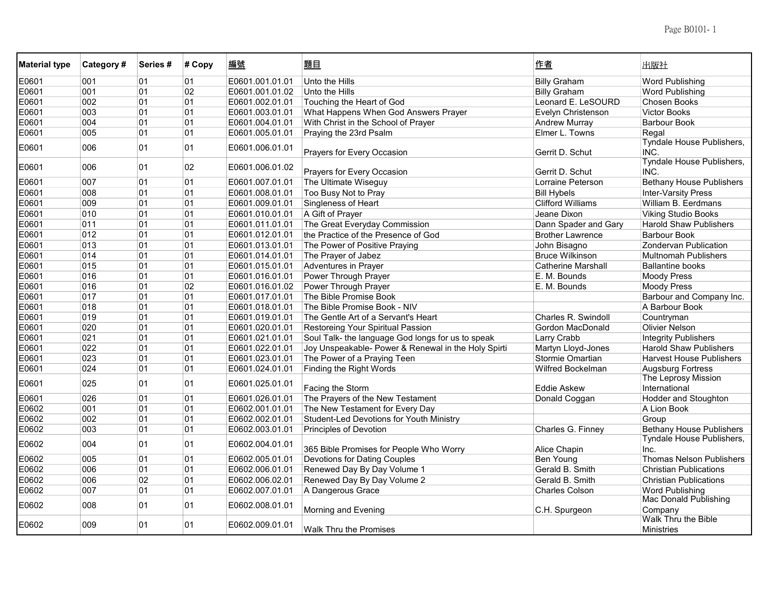| Material type | Category # | Series # | # Copy | 編號 | 題目 | 作者 | 出版社 |
|---|---|---|---|---|---|---|---|
| E0601 | 001 | 01 | 01 | E0601.001.01.01 | Unto the Hills | Billy Graham | Word Publishing |
| E0601 | 001 | 01 | 02 | E0601.001.01.02 | Unto the Hills | Billy Graham | Word Publishing |
| E0601 | 002 | 01 | 01 | E0601.002.01.01 | Touching the Heart of God | Leonard E. LeSOURD | Chosen Books |
| E0601 | 003 | 01 | 01 | E0601.003.01.01 | What Happens When God Answers Prayer | Evelyn Christenson | Victor Books |
| E0601 | 004 | 01 | 01 | E0601.004.01.01 | With Christ in the School of Prayer | Andrew Murray | Barbour Book |
| E0601 | 005 | 01 | 01 | E0601.005.01.01 | Praying the 23rd Psalm | Elmer L. Towns | Regal |
| E0601 | 006 | 01 | 01 | E0601.006.01.01 | Prayers for Every Occasion | Gerrit D. Schut | Tyndale House Publishers, INC. |
| E0601 | 006 | 01 | 02 | E0601.006.01.02 | Prayers for Every Occasion | Gerrit D. Schut | Tyndale House Publishers, INC. |
| E0601 | 007 | 01 | 01 | E0601.007.01.01 | The Ultimate Wiseguy | Lorraine Peterson | Bethany House Publishers |
| E0601 | 008 | 01 | 01 | E0601.008.01.01 | Too Busy Not to Pray | Bill Hybels | Inter-Varsity Press |
| E0601 | 009 | 01 | 01 | E0601.009.01.01 | Singleness of Heart | Clifford Williams | William B. Eerdmans |
| E0601 | 010 | 01 | 01 | E0601.010.01.01 | A Gift of Prayer | Jeane Dixon | Viking Studio Books |
| E0601 | 011 | 01 | 01 | E0601.011.01.01 | The Great Everyday Commission | Dann Spader and Gary | Harold Shaw Publishers |
| E0601 | 012 | 01 | 01 | E0601.012.01.01 | the Practice of the Presence of God | Brother Lawrence | Barbour Book |
| E0601 | 013 | 01 | 01 | E0601.013.01.01 | The Power of Positive Praying | John Bisagno | Zondervan Publication |
| E0601 | 014 | 01 | 01 | E0601.014.01.01 | The Prayer of Jabez | Bruce Wilkinson | Multnomah Publishers |
| E0601 | 015 | 01 | 01 | E0601.015.01.01 | Adventures in Prayer | Catherine Marshall | Ballantine books |
| E0601 | 016 | 01 | 01 | E0601.016.01.01 | Power Through Prayer | E. M. Bounds | Moody Press |
| E0601 | 016 | 01 | 02 | E0601.016.01.02 | Power Through Prayer | E. M. Bounds | Moody Press |
| E0601 | 017 | 01 | 01 | E0601.017.01.01 | The Bible Promise Book | | Barbour and Company Inc. |
| E0601 | 018 | 01 | 01 | E0601.018.01.01 | The Bible Promise Book - NIV | | A Barbour Book |
| E0601 | 019 | 01 | 01 | E0601.019.01.01 | The Gentle Art of a Servant's Heart | Charles R. Swindoll | Countryman |
| E0601 | 020 | 01 | 01 | E0601.020.01.01 | Restoreing Your Spiritual Passion | Gordon MacDonald | Olivier Nelson |
| E0601 | 021 | 01 | 01 | E0601.021.01.01 | Soul Talk- the language God longs for us to speak | Larry Crabb | Integrity Publishers |
| E0601 | 022 | 01 | 01 | E0601.022.01.01 | Joy Unspeakable- Power & Renewal in the Holy Spirti | Martyn Lloyd-Jones | Harold Shaw Publishers |
| E0601 | 023 | 01 | 01 | E0601.023.01.01 | The Power of a Praying Teen | Stormie Omartian | Harvest House Publishers |
| E0601 | 024 | 01 | 01 | E0601.024.01.01 | Finding the Right Words | Wilfred Bockelman | Augsburg Fortress |
| E0601 | 025 | 01 | 01 | E0601.025.01.01 | Facing the Storm | Eddie Askew | The Leprosy Mission International |
| E0601 | 026 | 01 | 01 | E0601.026.01.01 | The Prayers of the New Testament | Donald Coggan | Hodder and Stoughton |
| E0602 | 001 | 01 | 01 | E0602.001.01.01 | The New Testament for Every Day | | A Lion Book |
| E0602 | 002 | 01 | 01 | E0602.002.01.01 | Student-Led Devotions for Youth Ministry | | Group |
| E0602 | 003 | 01 | 01 | E0602.003.01.01 | Principles of Devotion | Charles G. Finney | Bethany House Publishers |
| E0602 | 004 | 01 | 01 | E0602.004.01.01 | 365 Bible Promises for People Who Worry | Alice Chapin | Tyndale House Publishers, Inc. |
| E0602 | 005 | 01 | 01 | E0602.005.01.01 | Devotions for Dating Couples | Ben Young | Thomas Nelson Publishers |
| E0602 | 006 | 01 | 01 | E0602.006.01.01 | Renewed Day By Day Volume 1 | Gerald B. Smith | Christian Publications |
| E0602 | 006 | 02 | 01 | E0602.006.02.01 | Renewed Day By Day Volume 2 | Gerald B. Smith | Christian Publications |
| E0602 | 007 | 01 | 01 | E0602.007.01.01 | A Dangerous Grace | Charles Colson | Word Publishing |
| E0602 | 008 | 01 | 01 | E0602.008.01.01 | Morning and Evening | C.H. Spurgeon | Mac Donald Publishing Company |
| E0602 | 009 | 01 | 01 | E0602.009.01.01 | Walk Thru the Promises | | Walk Thru the Bible Ministries |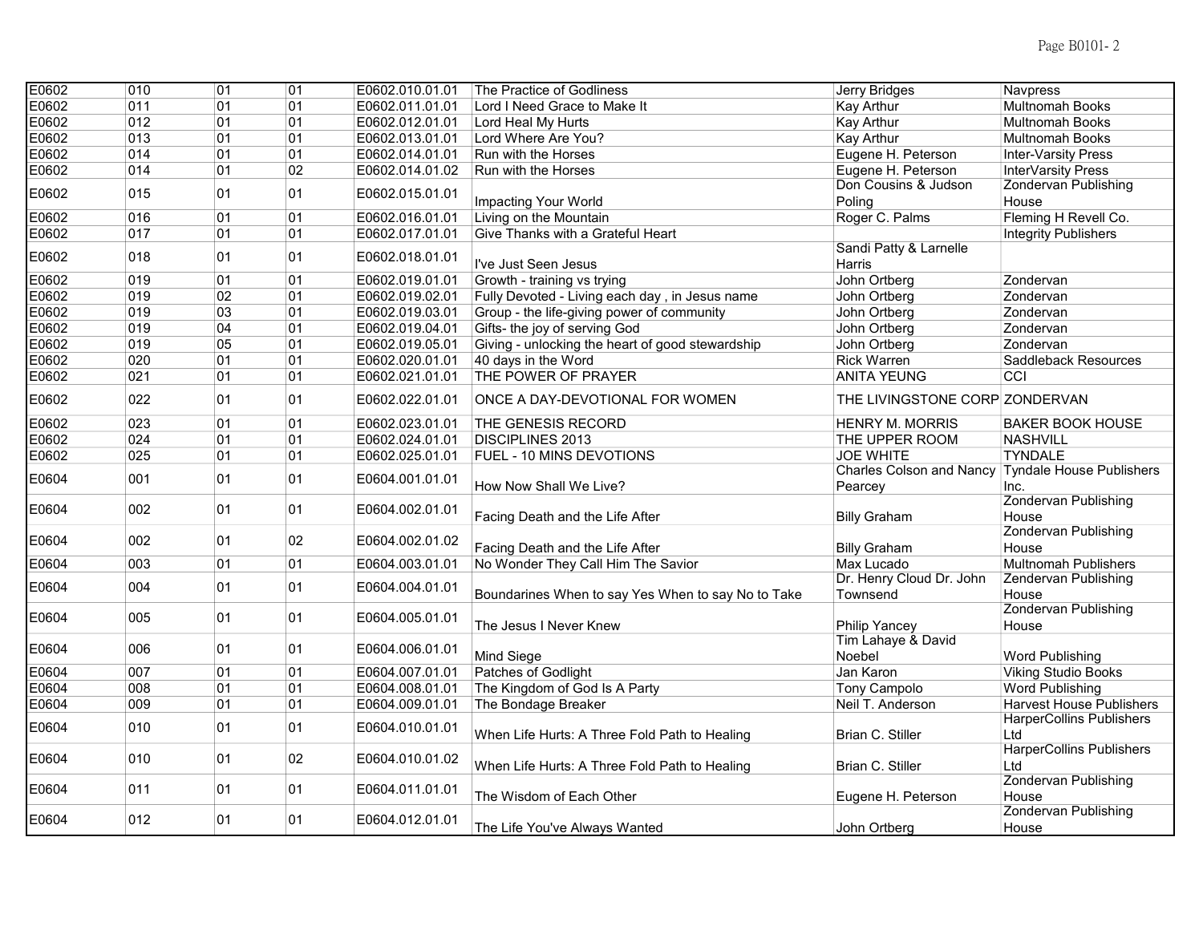| | | | | | | | |
|---|---|---|---|---|---|---|---|
| E0602 | 010 | 01 | 01 | E0602.010.01.01 | The Practice of Godliness | Jerry Bridges | Navpress |
| E0602 | 011 | 01 | 01 | E0602.011.01.01 | Lord I Need Grace to Make It | Kay Arthur | Multnomah Books |
| E0602 | 012 | 01 | 01 | E0602.012.01.01 | Lord Heal My Hurts | Kay Arthur | Multnomah Books |
| E0602 | 013 | 01 | 01 | E0602.013.01.01 | Lord Where Are You? | Kay Arthur | Multnomah Books |
| E0602 | 014 | 01 | 01 | E0602.014.01.01 | Run with the Horses | Eugene H. Peterson | Inter-Varsity Press |
| E0602 | 014 | 01 | 02 | E0602.014.01.02 | Run with the Horses | Eugene H. Peterson | InterVarsity Press |
| E0602 | 015 | 01 | 01 | E0602.015.01.01 | Impacting Your World | Don Cousins & Judson Poling | Zondervan Publishing House |
| E0602 | 016 | 01 | 01 | E0602.016.01.01 | Living on the Mountain | Roger C. Palms | Fleming H Revell Co. |
| E0602 | 017 | 01 | 01 | E0602.017.01.01 | Give Thanks with a Grateful Heart | | Integrity Publishers |
| E0602 | 018 | 01 | 01 | E0602.018.01.01 | I've Just Seen Jesus | Sandi Patty & Larnelle Harris | |
| E0602 | 019 | 01 | 01 | E0602.019.01.01 | Growth - training vs trying | John Ortberg | Zondervan |
| E0602 | 019 | 02 | 01 | E0602.019.02.01 | Fully Devoted - Living each day , in Jesus name | John Ortberg | Zondervan |
| E0602 | 019 | 03 | 01 | E0602.019.03.01 | Group - the life-giving power of community | John Ortberg | Zondervan |
| E0602 | 019 | 04 | 01 | E0602.019.04.01 | Gifts- the joy of serving God | John Ortberg | Zondervan |
| E0602 | 019 | 05 | 01 | E0602.019.05.01 | Giving - unlocking the heart of good stewardship | John Ortberg | Zondervan |
| E0602 | 020 | 01 | 01 | E0602.020.01.01 | 40 days in the Word | Rick Warren | Saddleback Resources |
| E0602 | 021 | 01 | 01 | E0602.021.01.01 | THE POWER OF PRAYER | ANITA YEUNG | CCI |
| E0602 | 022 | 01 | 01 | E0602.022.01.01 | ONCE A DAY-DEVOTIONAL FOR WOMEN | THE LIVINGSTONE CORP | ZONDERVAN |
| E0602 | 023 | 01 | 01 | E0602.023.01.01 | THE GENESIS RECORD | HENRY M. MORRIS | BAKER BOOK HOUSE |
| E0602 | 024 | 01 | 01 | E0602.024.01.01 | DISCIPLINES 2013 | THE UPPER ROOM | NASHVILL |
| E0602 | 025 | 01 | 01 | E0602.025.01.01 | FUEL - 10 MINS DEVOTIONS | JOE WHITE | TYNDALE |
| E0604 | 001 | 01 | 01 | E0604.001.01.01 | How Now Shall We Live? | Charles Colson and Nancy Pearcey | Tyndale House Publishers Inc. |
| E0604 | 002 | 01 | 01 | E0604.002.01.01 | Facing Death and the Life After | Billy Graham | Zondervan Publishing House |
| E0604 | 002 | 01 | 02 | E0604.002.01.02 | Facing Death and the Life After | Billy Graham | Zondervan Publishing House |
| E0604 | 003 | 01 | 01 | E0604.003.01.01 | No Wonder They Call Him The Savior | Max Lucado | Multnomah Publishers |
| E0604 | 004 | 01 | 01 | E0604.004.01.01 | Boundarines When to say Yes When to say No to Take | Dr. Henry Cloud Dr. John Townsend | Zendervan Publishing House |
| E0604 | 005 | 01 | 01 | E0604.005.01.01 | The Jesus I Never Knew | Philip Yancey | Zondervan Publishing House |
| E0604 | 006 | 01 | 01 | E0604.006.01.01 | Mind Siege | Tim Lahaye & David Noebel | Word Publishing |
| E0604 | 007 | 01 | 01 | E0604.007.01.01 | Patches of Godlight | Jan Karon | Viking Studio Books |
| E0604 | 008 | 01 | 01 | E0604.008.01.01 | The Kingdom of God Is A Party | Tony Campolo | Word Publishing |
| E0604 | 009 | 01 | 01 | E0604.009.01.01 | The Bondage Breaker | Neil T. Anderson | Harvest House Publishers |
| E0604 | 010 | 01 | 01 | E0604.010.01.01 | When Life Hurts: A Three Fold Path to Healing | Brian C. Stiller | HarperCollins Publishers Ltd |
| E0604 | 010 | 01 | 02 | E0604.010.01.02 | When Life Hurts: A Three Fold Path to Healing | Brian C. Stiller | HarperCollins Publishers Ltd |
| E0604 | 011 | 01 | 01 | E0604.011.01.01 | The Wisdom of Each Other | Eugene H. Peterson | Zondervan Publishing House |
| E0604 | 012 | 01 | 01 | E0604.012.01.01 | The Life You've Always Wanted | John Ortberg | Zondervan Publishing House |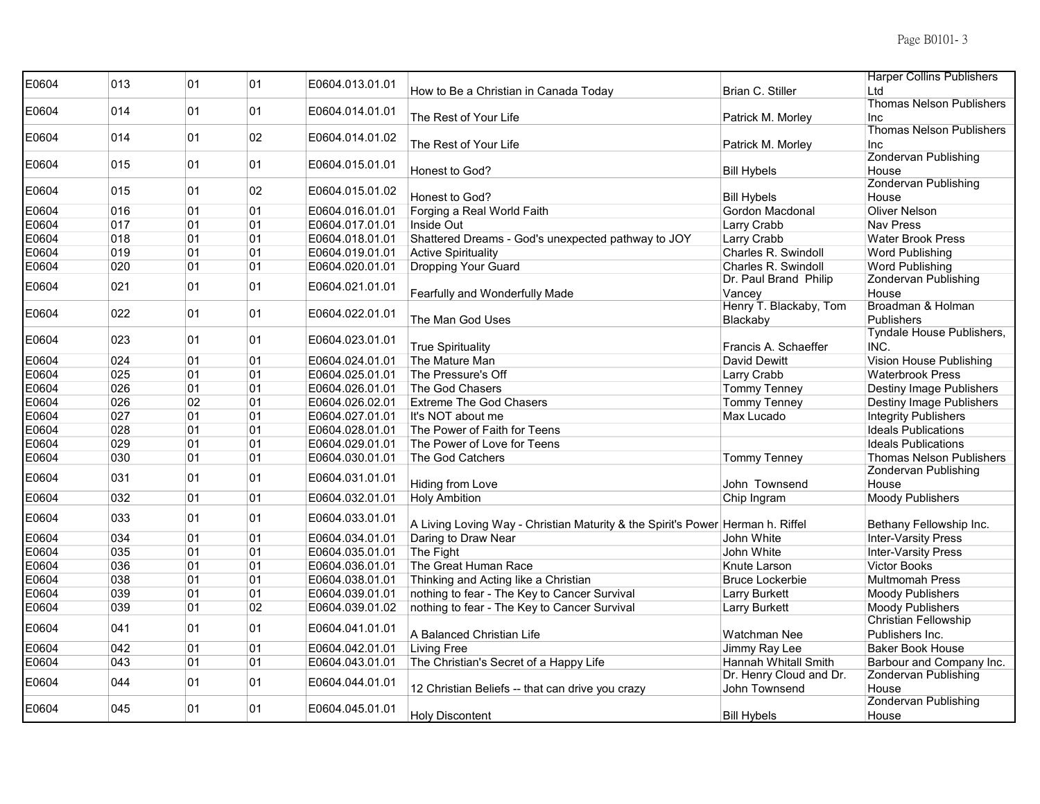| | | | | | | | |
|---|---|---|---|---|---|---|---|
| E0604 | 013 | 01 | 01 | E0604.013.01.01 | How to Be a Christian in Canada Today | Brian C. Stiller | Harper Collins Publishers Ltd |
| E0604 | 014 | 01 | 01 | E0604.014.01.01 | The Rest of Your Life | Patrick M. Morley | Thomas Nelson Publishers Inc |
| E0604 | 014 | 01 | 02 | E0604.014.01.02 | The Rest of Your Life | Patrick M. Morley | Thomas Nelson Publishers Inc |
| E0604 | 015 | 01 | 01 | E0604.015.01.01 | Honest to God? | Bill Hybels | Zondervan Publishing House |
| E0604 | 015 | 01 | 02 | E0604.015.01.02 | Honest to God? | Bill Hybels | Zondervan Publishing House |
| E0604 | 016 | 01 | 01 | E0604.016.01.01 | Forging a Real World Faith | Gordon Macdonal | Oliver Nelson |
| E0604 | 017 | 01 | 01 | E0604.017.01.01 | Inside Out | Larry Crabb | Nav Press |
| E0604 | 018 | 01 | 01 | E0604.018.01.01 | Shattered Dreams - God's unexpected pathway to JOY | Larry Crabb | Water Brook Press |
| E0604 | 019 | 01 | 01 | E0604.019.01.01 | Active Spirituality | Charles R. Swindoll | Word Publishing |
| E0604 | 020 | 01 | 01 | E0604.020.01.01 | Dropping Your Guard | Charles R. Swindoll | Word Publishing |
| E0604 | 021 | 01 | 01 | E0604.021.01.01 | Fearfully and Wonderfully Made | Dr. Paul Brand Philip Vancey | Zondervan Publishing House |
| E0604 | 022 | 01 | 01 | E0604.022.01.01 | The Man God Uses | Henry T. Blackaby, Tom Blackaby | Broadman & Holman Publishers |
| E0604 | 023 | 01 | 01 | E0604.023.01.01 | True Spirituality | Francis A. Schaeffer | Tyndale House Publishers, INC. |
| E0604 | 024 | 01 | 01 | E0604.024.01.01 | The Mature Man | David Dewitt | Vision House Publishing |
| E0604 | 025 | 01 | 01 | E0604.025.01.01 | The Pressure's Off | Larry Crabb | Waterbrook Press |
| E0604 | 026 | 01 | 01 | E0604.026.01.01 | The God Chasers | Tommy Tenney | Destiny Image Publishers |
| E0604 | 026 | 02 | 01 | E0604.026.02.01 | Extreme The God Chasers | Tommy Tenney | Destiny Image Publishers |
| E0604 | 027 | 01 | 01 | E0604.027.01.01 | It's NOT about me | Max Lucado | Integrity Publishers |
| E0604 | 028 | 01 | 01 | E0604.028.01.01 | The Power of Faith for Teens | | Ideals Publications |
| E0604 | 029 | 01 | 01 | E0604.029.01.01 | The Power of Love for Teens | | Ideals Publications |
| E0604 | 030 | 01 | 01 | E0604.030.01.01 | The God Catchers | Tommy Tenney | Thomas Nelson Publishers |
| E0604 | 031 | 01 | 01 | E0604.031.01.01 | Hiding from Love | John Townsend | Zondervan Publishing House |
| E0604 | 032 | 01 | 01 | E0604.032.01.01 | Holy Ambition | Chip Ingram | Moody Publishers |
| E0604 | 033 | 01 | 01 | E0604.033.01.01 | A Living Loving Way - Christian Maturity & the Spirit's Power | Herman h. Riffel | Bethany Fellowship Inc. |
| E0604 | 034 | 01 | 01 | E0604.034.01.01 | Daring to Draw Near | John White | Inter-Varsity Press |
| E0604 | 035 | 01 | 01 | E0604.035.01.01 | The Fight | John White | Inter-Varsity Press |
| E0604 | 036 | 01 | 01 | E0604.036.01.01 | The Great Human Race | Knute Larson | Victor Books |
| E0604 | 038 | 01 | 01 | E0604.038.01.01 | Thinking and Acting like a Christian | Bruce Lockerbie | Multmomah Press |
| E0604 | 039 | 01 | 01 | E0604.039.01.01 | nothing to fear - The Key to Cancer Survival | Larry Burkett | Moody Publishers |
| E0604 | 039 | 01 | 02 | E0604.039.01.02 | nothing to fear - The Key to Cancer Survival | Larry Burkett | Moody Publishers |
| E0604 | 041 | 01 | 01 | E0604.041.01.01 | A Balanced Christian Life | Watchman Nee | Christian Fellowship Publishers Inc. |
| E0604 | 042 | 01 | 01 | E0604.042.01.01 | Living Free | Jimmy Ray Lee | Baker Book House |
| E0604 | 043 | 01 | 01 | E0604.043.01.01 | The Christian's Secret of a Happy Life | Hannah Whitall Smith | Barbour and Company Inc. |
| E0604 | 044 | 01 | 01 | E0604.044.01.01 | 12 Christian Beliefs -- that can drive you crazy | Dr. Henry Cloud and Dr. John Townsend | Zondervan Publishing House |
| E0604 | 045 | 01 | 01 | E0604.045.01.01 | Holy Discontent | Bill Hybels | Zondervan Publishing House |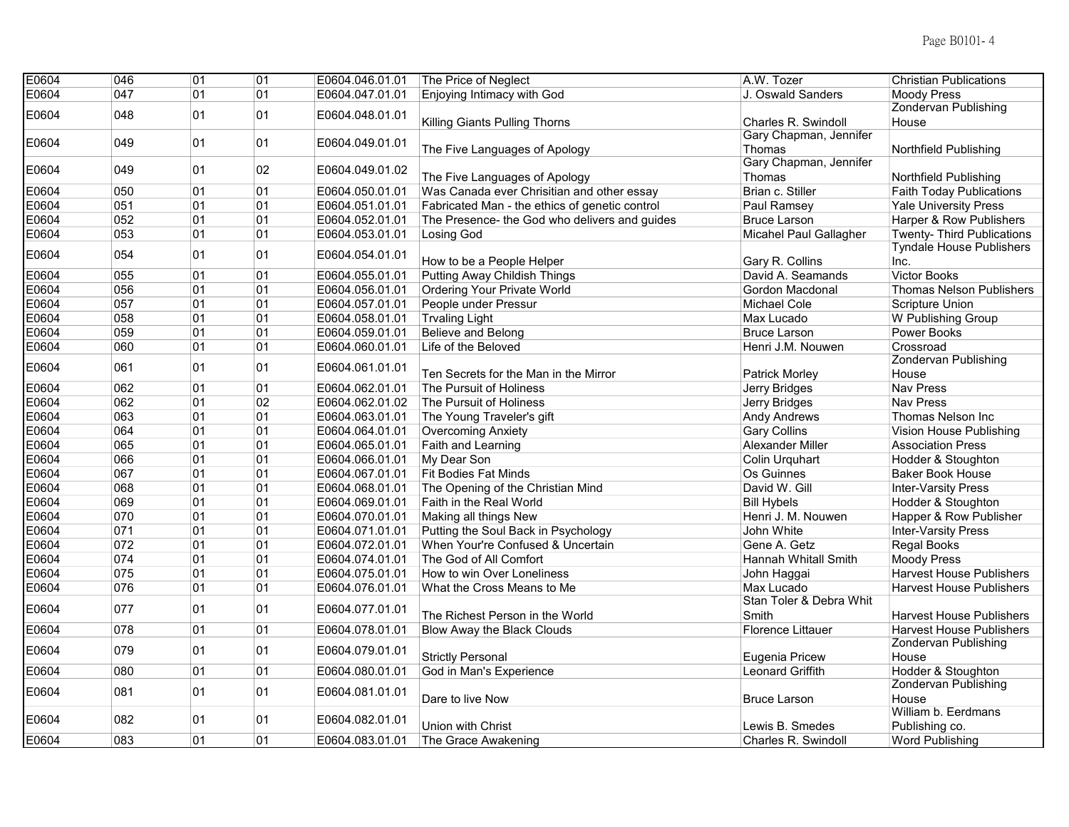| E0604 | 046 | 01 | 01 | E0604.046.01.01 | The Price of Neglect | A.W. Tozer | Christian Publications |
|---|---|---|---|---|---|---|---|
| E0604 | 047 | 01 | 01 | E0604.047.01.01 | Enjoying Intimacy with God | J. Oswald Sanders | Moody Press |
| E0604 | 048 | 01 | 01 | E0604.048.01.01 | Killing Giants Pulling Thorns | Charles R. Swindoll | Zondervan Publishing House |
| E0604 | 049 | 01 | 01 | E0604.049.01.01 | The Five Languages of Apology | Gary Chapman, Jennifer Thomas | Northfield Publishing |
| E0604 | 049 | 01 | 02 | E0604.049.01.02 | The Five Languages of Apology | Gary Chapman, Jennifer Thomas | Northfield Publishing |
| E0604 | 050 | 01 | 01 | E0604.050.01.01 | Was Canada ever Chrisitian and other essay | Brian c. Stiller | Faith Today Publications |
| E0604 | 051 | 01 | 01 | E0604.051.01.01 | Fabricated Man - the ethics of genetic control | Paul Ramsey | Yale University Press |
| E0604 | 052 | 01 | 01 | E0604.052.01.01 | The Presence- the God who delivers and guides | Bruce Larson | Harper & Row Publishers |
| E0604 | 053 | 01 | 01 | E0604.053.01.01 | Losing God | Micahel Paul Gallagher | Twenty- Third Publications |
| E0604 | 054 | 01 | 01 | E0604.054.01.01 | How to be a People Helper | Gary R. Collins | Tyndale House Publishers Inc. |
| E0604 | 055 | 01 | 01 | E0604.055.01.01 | Putting Away Childish Things | David A. Seamands | Victor Books |
| E0604 | 056 | 01 | 01 | E0604.056.01.01 | Ordering Your Private World | Gordon Macdonal | Thomas Nelson Publishers |
| E0604 | 057 | 01 | 01 | E0604.057.01.01 | People under Pressur | Michael Cole | Scripture Union |
| E0604 | 058 | 01 | 01 | E0604.058.01.01 | Trvaling Light | Max Lucado | W Publishing Group |
| E0604 | 059 | 01 | 01 | E0604.059.01.01 | Believe and Belong | Bruce Larson | Power Books |
| E0604 | 060 | 01 | 01 | E0604.060.01.01 | Life of the Beloved | Henri J.M. Nouwen | Crossroad |
| E0604 | 061 | 01 | 01 | E0604.061.01.01 | Ten Secrets for the Man in the Mirror | Patrick Morley | Zondervan Publishing House |
| E0604 | 062 | 01 | 01 | E0604.062.01.01 | The Pursuit of Holiness | Jerry Bridges | Nav Press |
| E0604 | 062 | 01 | 02 | E0604.062.01.02 | The Pursuit of Holiness | Jerry Bridges | Nav Press |
| E0604 | 063 | 01 | 01 | E0604.063.01.01 | The Young Traveler's gift | Andy Andrews | Thomas Nelson Inc |
| E0604 | 064 | 01 | 01 | E0604.064.01.01 | Overcoming Anxiety | Gary Collins | Vision House Publishing |
| E0604 | 065 | 01 | 01 | E0604.065.01.01 | Faith and Learning | Alexander Miller | Association Press |
| E0604 | 066 | 01 | 01 | E0604.066.01.01 | My Dear Son | Colin Urquhart | Hodder & Stoughton |
| E0604 | 067 | 01 | 01 | E0604.067.01.01 | Fit Bodies Fat Minds | Os Guinnes | Baker Book House |
| E0604 | 068 | 01 | 01 | E0604.068.01.01 | The Opening of the Christian Mind | David W. Gill | Inter-Varsity Press |
| E0604 | 069 | 01 | 01 | E0604.069.01.01 | Faith in the Real World | Bill Hybels | Hodder & Stoughton |
| E0604 | 070 | 01 | 01 | E0604.070.01.01 | Making all things New | Henri J. M. Nouwen | Happer & Row Publisher |
| E0604 | 071 | 01 | 01 | E0604.071.01.01 | Putting the Soul Back in Psychology | John White | Inter-Varsity Press |
| E0604 | 072 | 01 | 01 | E0604.072.01.01 | When Your're Confused & Uncertain | Gene A. Getz | Regal Books |
| E0604 | 074 | 01 | 01 | E0604.074.01.01 | The God of All Comfort | Hannah Whitall Smith | Moody Press |
| E0604 | 075 | 01 | 01 | E0604.075.01.01 | How to win Over Loneliness | John Haggai | Harvest House Publishers |
| E0604 | 076 | 01 | 01 | E0604.076.01.01 | What the Cross Means to Me | Max Lucado | Harvest House Publishers |
| E0604 | 077 | 01 | 01 | E0604.077.01.01 | The Richest Person in the World | Stan Toler & Debra Whit Smith | Harvest House Publishers |
| E0604 | 078 | 01 | 01 | E0604.078.01.01 | Blow Away the Black Clouds | Florence Littauer | Harvest House Publishers |
| E0604 | 079 | 01 | 01 | E0604.079.01.01 | Strictly Personal | Eugenia Pricew | Zondervan Publishing House |
| E0604 | 080 | 01 | 01 | E0604.080.01.01 | God in Man's Experience | Leonard Griffith | Hodder & Stoughton |
| E0604 | 081 | 01 | 01 | E0604.081.01.01 | Dare to live Now | Bruce Larson | Zondervan Publishing House |
| E0604 | 082 | 01 | 01 | E0604.082.01.01 | Union with Christ | Lewis B. Smedes | William b. Eerdmans Publishing co. |
| E0604 | 083 | 01 | 01 | E0604.083.01.01 | The Grace Awakening | Charles R. Swindoll | Word Publishing |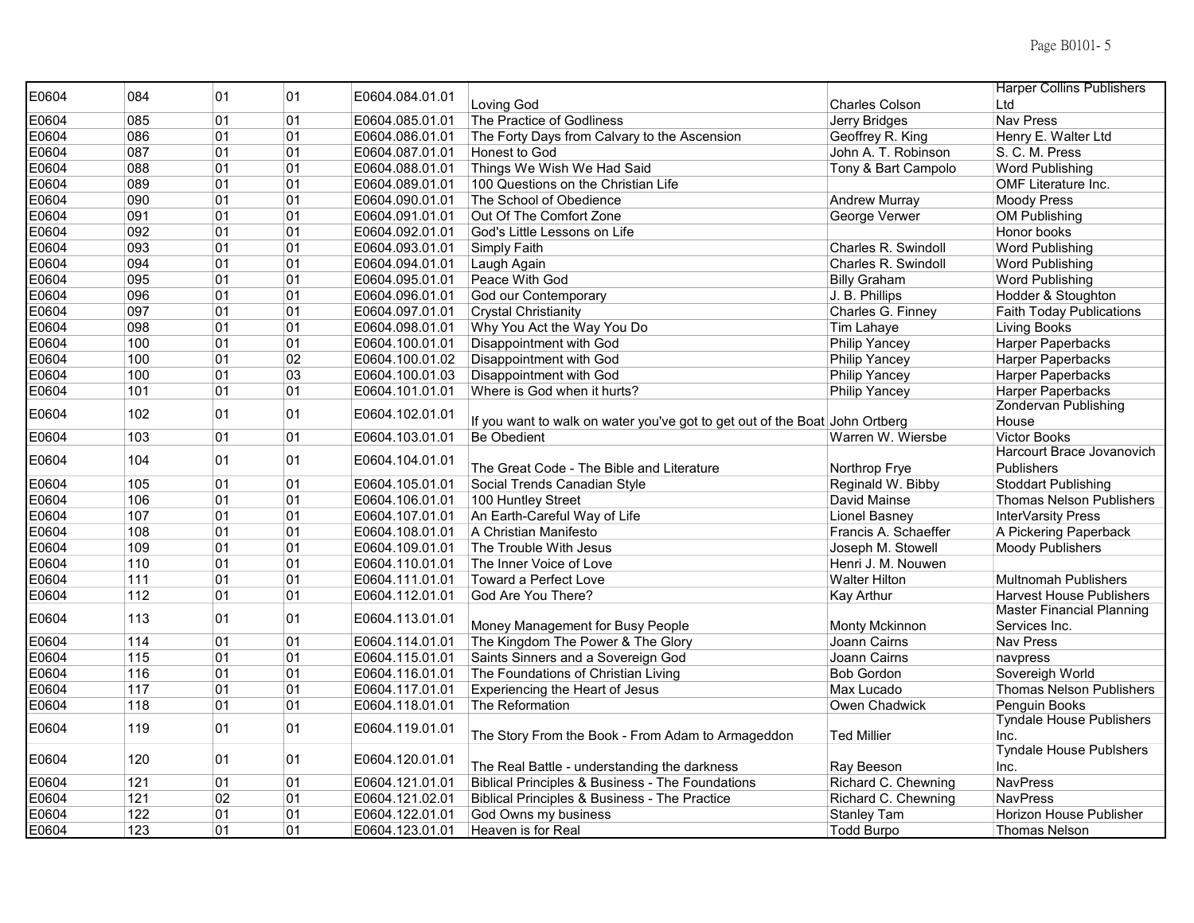| | | | | | | | |
|---|---|---|---|---|---|---|---|
| E0604 | 084 | 01 | 01 | E0604.084.01.01 | Loving God | Charles Colson | Harper Collins Publishers Ltd |
| E0604 | 085 | 01 | 01 | E0604.085.01.01 | The Practice of Godliness | Jerry Bridges | Nav Press |
| E0604 | 086 | 01 | 01 | E0604.086.01.01 | The Forty Days from Calvary to the Ascension | Geoffrey R. King | Henry E. Walter Ltd |
| E0604 | 087 | 01 | 01 | E0604.087.01.01 | Honest to God | John A. T. Robinson | S. C. M. Press |
| E0604 | 088 | 01 | 01 | E0604.088.01.01 | Things We Wish We Had Said | Tony & Bart Campolo | Word Publishing |
| E0604 | 089 | 01 | 01 | E0604.089.01.01 | 100 Questions on the Christian Life | | OMF Literature Inc. |
| E0604 | 090 | 01 | 01 | E0604.090.01.01 | The School of Obedience | Andrew Murray | Moody Press |
| E0604 | 091 | 01 | 01 | E0604.091.01.01 | Out Of The Comfort Zone | George Verwer | OM Publishing |
| E0604 | 092 | 01 | 01 | E0604.092.01.01 | God's Little Lessons on Life | | Honor books |
| E0604 | 093 | 01 | 01 | E0604.093.01.01 | Simply Faith | Charles R. Swindoll | Word Publishing |
| E0604 | 094 | 01 | 01 | E0604.094.01.01 | Laugh Again | Charles R. Swindoll | Word Publishing |
| E0604 | 095 | 01 | 01 | E0604.095.01.01 | Peace With God | Billy Graham | Word Publishing |
| E0604 | 096 | 01 | 01 | E0604.096.01.01 | God our Contemporary | J. B. Phillips | Hodder & Stoughton |
| E0604 | 097 | 01 | 01 | E0604.097.01.01 | Crystal Christianity | Charles G. Finney | Faith Today Publications |
| E0604 | 098 | 01 | 01 | E0604.098.01.01 | Why You Act the Way You Do | Tim Lahaye | Living Books |
| E0604 | 100 | 01 | 01 | E0604.100.01.01 | Disappointment with God | Philip Yancey | Harper Paperbacks |
| E0604 | 100 | 01 | 02 | E0604.100.01.02 | Disappointment with God | Philip Yancey | Harper Paperbacks |
| E0604 | 100 | 01 | 03 | E0604.100.01.03 | Disappointment with God | Philip Yancey | Harper Paperbacks |
| E0604 | 101 | 01 | 01 | E0604.101.01.01 | Where is God when it hurts? | Philip Yancey | Harper Paperbacks |
| E0604 | 102 | 01 | 01 | E0604.102.01.01 | If you want to walk on water you've got to get out of the Boat | John Ortberg | Zondervan Publishing House |
| E0604 | 103 | 01 | 01 | E0604.103.01.01 | Be Obedient | Warren W. Wiersbe | Victor Books |
| E0604 | 104 | 01 | 01 | E0604.104.01.01 | The Great Code - The Bible and Literature | Northrop Frye | Harcourt Brace Jovanovich Publishers |
| E0604 | 105 | 01 | 01 | E0604.105.01.01 | Social Trends Canadian Style | Reginald W. Bibby | Stoddart Publishing |
| E0604 | 106 | 01 | 01 | E0604.106.01.01 | 100 Huntley Street | David Mainse | Thomas Nelson Publishers |
| E0604 | 107 | 01 | 01 | E0604.107.01.01 | An Earth-Careful Way of Life | Lionel Basney | InterVarsity Press |
| E0604 | 108 | 01 | 01 | E0604.108.01.01 | A Christian Manifesto | Francis A. Schaeffer | A Pickering Paperback |
| E0604 | 109 | 01 | 01 | E0604.109.01.01 | The Trouble With Jesus | Joseph M. Stowell | Moody Publishers |
| E0604 | 110 | 01 | 01 | E0604.110.01.01 | The Inner Voice of Love | Henri J. M. Nouwen | |
| E0604 | 111 | 01 | 01 | E0604.111.01.01 | Toward a Perfect Love | Walter Hilton | Multnomah Publishers |
| E0604 | 112 | 01 | 01 | E0604.112.01.01 | God Are You There? | Kay Arthur | Harvest House Publishers |
| E0604 | 113 | 01 | 01 | E0604.113.01.01 | Money Management for Busy People | Monty Mckinnon | Master Financial Planning Services Inc. |
| E0604 | 114 | 01 | 01 | E0604.114.01.01 | The Kingdom The Power & The Glory | Joann Cairns | Nav Press |
| E0604 | 115 | 01 | 01 | E0604.115.01.01 | Saints Sinners and a Sovereign God | Joann Cairns | navpress |
| E0604 | 116 | 01 | 01 | E0604.116.01.01 | The Foundations of Christian Living | Bob Gordon | Sovereigh World |
| E0604 | 117 | 01 | 01 | E0604.117.01.01 | Experiencing the Heart of Jesus | Max Lucado | Thomas Nelson Publishers |
| E0604 | 118 | 01 | 01 | E0604.118.01.01 | The Reformation | Owen Chadwick | Penguin Books |
| E0604 | 119 | 01 | 01 | E0604.119.01.01 | The Story From the Book - From Adam to Armageddon | Ted Millier | Tyndale House Publishers Inc. |
| E0604 | 120 | 01 | 01 | E0604.120.01.01 | The Real Battle - understanding the darkness | Ray Beeson | Tyndale House Publshers Inc. |
| E0604 | 121 | 01 | 01 | E0604.121.01.01 | Biblical Principles & Business - The Foundations | Richard C. Chewning | NavPress |
| E0604 | 121 | 02 | 01 | E0604.121.02.01 | Biblical Principles & Business - The Practice | Richard C. Chewning | NavPress |
| E0604 | 122 | 01 | 01 | E0604.122.01.01 | God Owns my business | Stanley Tam | Horizon House Publisher |
| E0604 | 123 | 01 | 01 | E0604.123.01.01 | Heaven is for Real | Todd Burpo | Thomas Nelson |